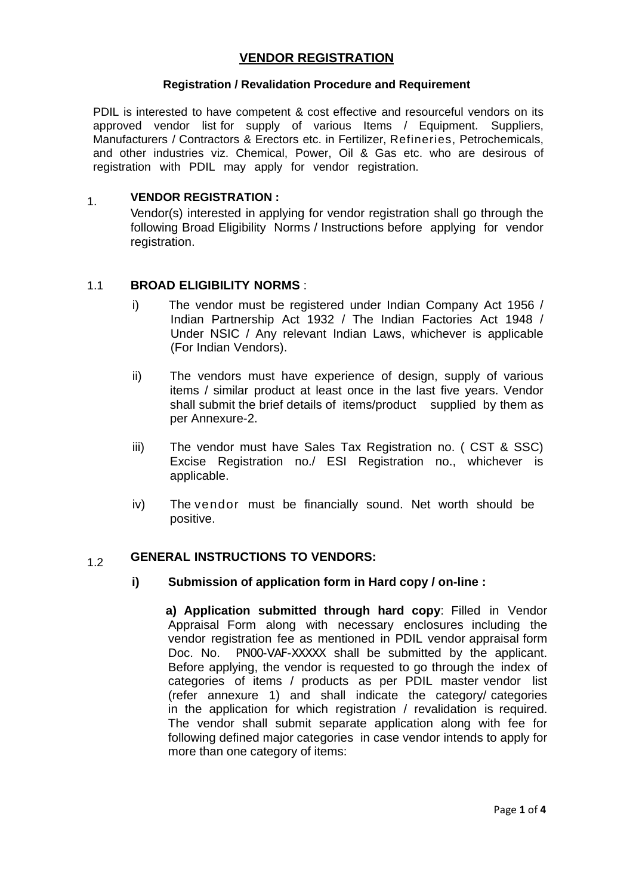# VENDOR REGISTRATION

### Registration / Revalidation Procedure and Requirement

PDIL is interested to have competent & cost effective and resourceful vendors on its approved vendor list for supply of various Items / Equipment. Suppliers, Manufacturers / Contractors & Erectors etc. in Fertilizer, Refineries, Petrochemicals, and other industries viz. Chemical, Power, Oil & Gas etc. who are desirous of registration with PDIL may apply for vendor registration.

1. **VENDOR REGISTRATION :**

   Vendor(s) interested in applying for vendor registration shall go through the following Broad Eligibility Norms / Instructions before applying for vendor registration.

1.1 **BROAD ELIGIBILITY NORMS** :

- i) The vendor must be registered under Indian Company Act 1956 / Indian Partnership Act 1932 / The Indian Factories Act 1948 / Under NSIC / Any relevant Indian Laws, whichever is applicable (For Indian Vendors).
- ii) The vendors must have experience of design, supply of various items / similar product at least once in the last five years. Vendor shall submit the brief details of items/product supplied by them as per Annexure-2.
- iii) The vendor must have Sales Tax Registration no. ( CST & SSC) Excise Registration no./ ESI Registration no., whichever is applicable.
- iv) The vendor must be financially sound. Net worth should be positive.

1.2 **GENERAL INSTRUCTIONS TO VENDORS:**

**i) Submission of application form in Hard copy / on-line :**

**a) Application submitted through hard copy**: Filled in Vendor Appraisal Form along with necessary enclosures including the vendor registration fee as mentioned in PDIL vendor appraisal form Doc. No. PN00-VAF-XXXXX shall be submitted by the applicant. Before applying, the vendor is requested to go through the index of categories of items / products as per PDIL master vendor list (refer annexure 1) and shall indicate the category/ categories in the application for which registration / revalidation is required. The vendor shall submit separate application along with fee for following defined major categories in case vendor intends to apply for more than one category of items: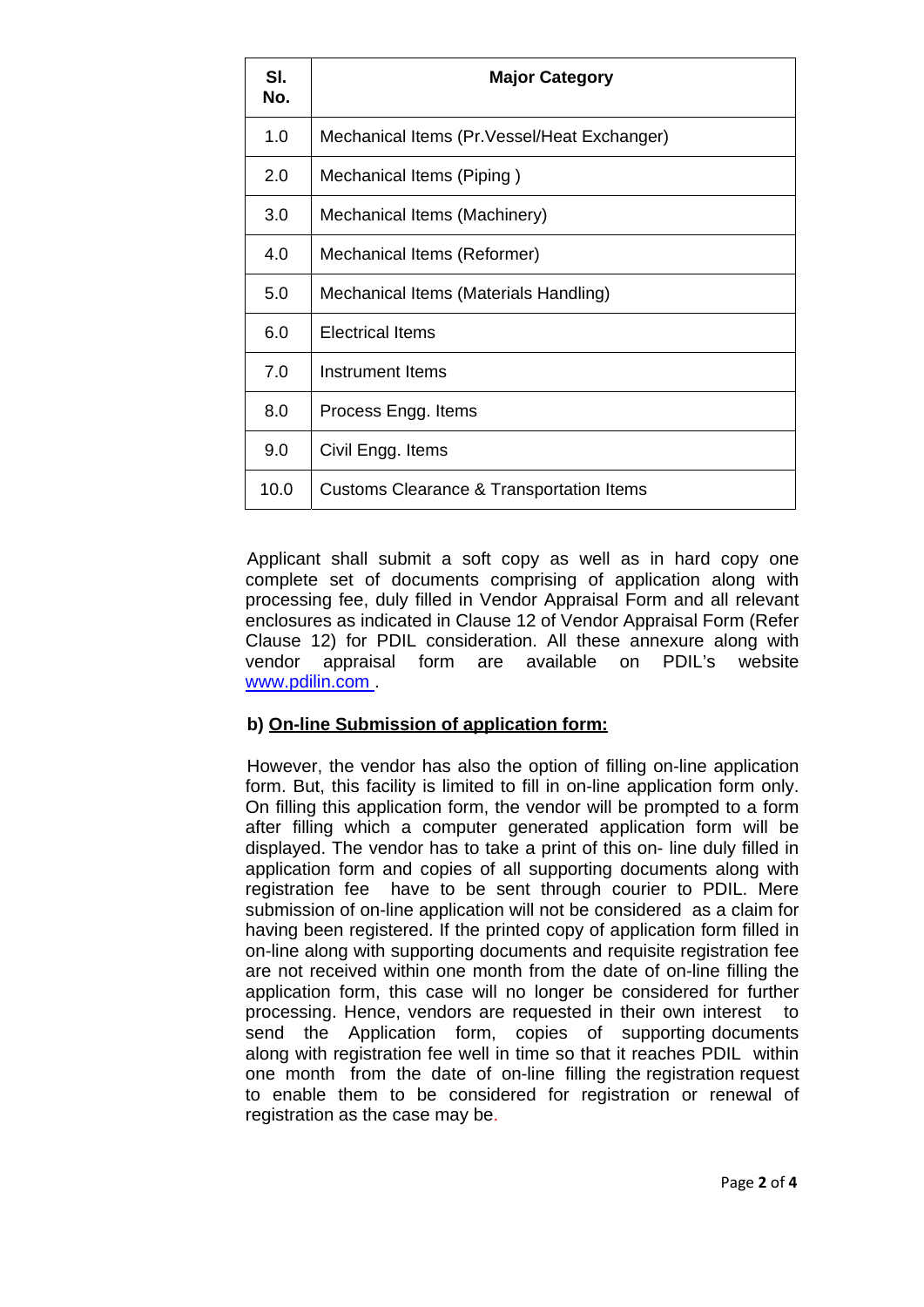| Sl. No. | Major Category |
|---|---|
| 1.0 | Mechanical Items (Pr.Vessel/Heat Exchanger) |
| 2.0 | Mechanical Items (Piping ) |
| 3.0 | Mechanical Items (Machinery) |
| 4.0 | Mechanical Items (Reformer) |
| 5.0 | Mechanical Items (Materials Handling) |
| 6.0 | Electrical Items |
| 7.0 | Instrument Items |
| 8.0 | Process Engg. Items |
| 9.0 | Civil Engg. Items |
| 10.0 | Customs Clearance & Transportation Items |

Applicant shall submit a soft copy as well as in hard copy one complete set of documents comprising of application along with processing fee, duly filled in Vendor Appraisal Form and all relevant enclosures as indicated in Clause 12 of Vendor Appraisal Form (Refer Clause 12) for PDIL consideration. All these annexure along with vendor appraisal form are available on PDIL's website www.pdilin.com .

**b) <u>On-line Submission of application form:</u>**

However, the vendor has also the option of filling on-line application form. But, this facility is limited to fill in on-line application form only. On filling this application form, the vendor will be prompted to a form after filling which a computer generated application form will be displayed. The vendor has to take a print of this on- line duly filled in application form and copies of all supporting documents along with registration fee have to be sent through courier to PDIL. Mere submission of on-line application will not be considered as a claim for having been registered. If the printed copy of application form filled in on-line along with supporting documents and requisite registration fee are not received within one month from the date of on-line filling the application form, this case will no longer be considered for further processing. Hence, vendors are requested in their own interest to send the Application form, copies of supporting documents along with registration fee well in time so that it reaches PDIL within one month from the date of on-line filling the registration request to enable them to be considered for registration or renewal of registration as the case may be.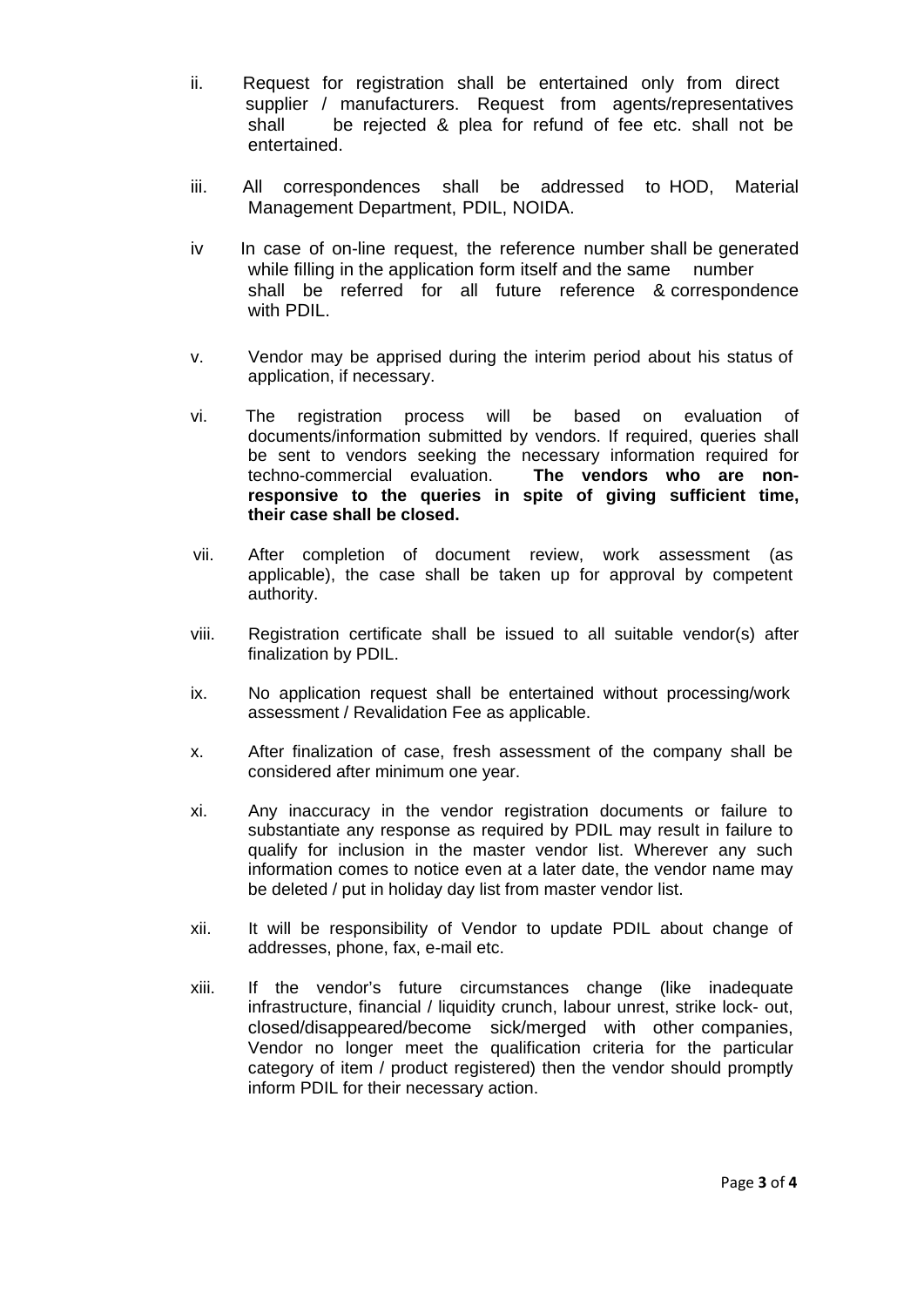ii. Request for registration shall be entertained only from direct supplier / manufacturers. Request from agents/representatives shall be rejected & plea for refund of fee etc. shall not be entertained.

iii. All correspondences shall be addressed to HOD, Material Management Department, PDIL, NOIDA.

iv In case of on-line request, the reference number shall be generated while filling in the application form itself and the same number shall be referred for all future reference & correspondence with PDIL.

v. Vendor may be apprised during the interim period about his status of application, if necessary.

vi. The registration process will be based on evaluation of documents/information submitted by vendors. If required, queries shall be sent to vendors seeking the necessary information required for techno-commercial evaluation. **The vendors who are non-responsive to the queries in spite of giving sufficient time, their case shall be closed.**

vii. After completion of document review, work assessment (as applicable), the case shall be taken up for approval by competent authority.

viii. Registration certificate shall be issued to all suitable vendor(s) after finalization by PDIL.

ix. No application request shall be entertained without processing/work assessment / Revalidation Fee as applicable.

x. After finalization of case, fresh assessment of the company shall be considered after minimum one year.

xi. Any inaccuracy in the vendor registration documents or failure to substantiate any response as required by PDIL may result in failure to qualify for inclusion in the master vendor list. Wherever any such information comes to notice even at a later date, the vendor name may be deleted / put in holiday day list from master vendor list.

xii. It will be responsibility of Vendor to update PDIL about change of addresses, phone, fax, e-mail etc.

xiii. If the vendor's future circumstances change (like inadequate infrastructure, financial / liquidity crunch, labour unrest, strike lock- out, closed/disappeared/become sick/merged with other companies, Vendor no longer meet the qualification criteria for the particular category of item / product registered) then the vendor should promptly inform PDIL for their necessary action.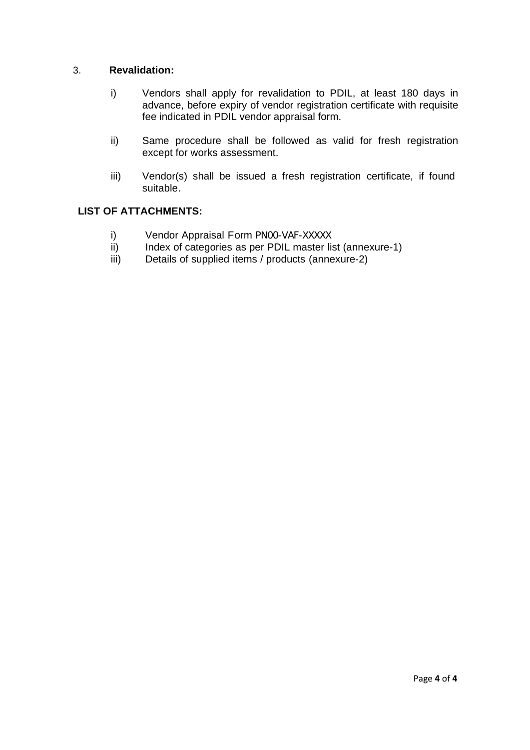3. **Revalidation:**

   i) Vendors shall apply for revalidation to PDIL, at least 180 days in advance, before expiry of vendor registration certificate with requisite fee indicated in PDIL vendor appraisal form.

   ii) Same procedure shall be followed as valid for fresh registration except for works assessment.

   iii) Vendor(s) shall be issued a fresh registration certificate, if found suitable.

**LIST OF ATTACHMENTS:**

i) Vendor Appraisal Form PN00-VAF-XXXXX
ii) Index of categories as per PDIL master list (annexure-1)
iii) Details of supplied items / products (annexure-2)